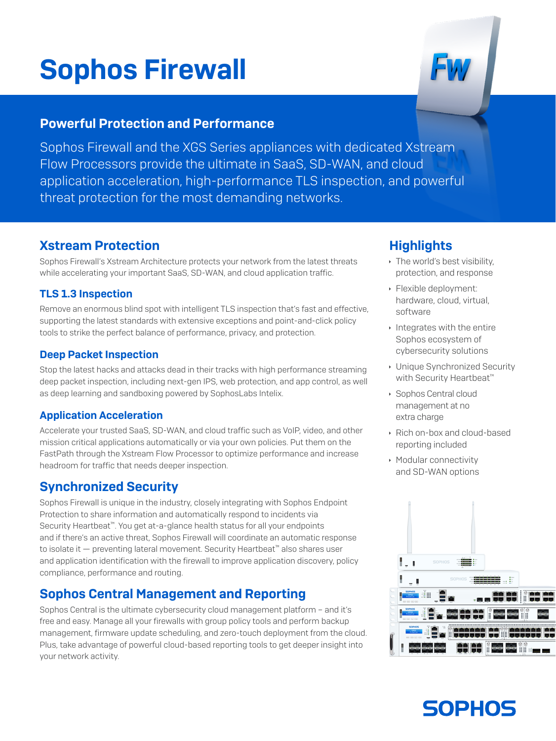# Sophos Firewall

## Powerful Protection and Performance

Sophos Firewall and the XGS Series appliances with dedicated Xstream Flow Processors provide the ultimate in SaaS, SD-WAN, and cloud application acceleration, high-performance TLS inspection, and powerful threat protection for the most demanding networks.

## Xstream Protection

Sophos Firewall's Xstream Architecture protects your network from the latest threats while accelerating your important SaaS, SD-WAN, and cloud application traffic.

### TLS 1.3 Inspection

Remove an enormous blind spot with intelligent TLS inspection that's fast and effective, supporting the latest standards with extensive exceptions and point-and-click policy tools to strike the perfect balance of performance, privacy, and protection.

### Deep Packet Inspection

Stop the latest hacks and attacks dead in their tracks with high performance streaming deep packet inspection, including next-gen IPS, web protection, and app control, as well as deep learning and sandboxing powered by SophosLabs Intelix.

### Application Acceleration

Accelerate your trusted SaaS, SD-WAN, and cloud traffic such as VoIP, video, and other mission critical applications automatically or via your own policies. Put them on the FastPath through the Xstream Flow Processor to optimize performance and increase headroom for traffic that needs deeper inspection.

## Synchronized Security

Sophos Firewall is unique in the industry, closely integrating with Sophos Endpoint Protection to share information and automatically respond to incidents via Security Heartbeat™. You get at-a-glance health status for all your endpoints and if there's an active threat, Sophos Firewall will coordinate an automatic response to isolate it — preventing lateral movement. Security Heartbeat™ also shares user and application identification with the firewall to improve application discovery, policy compliance, performance and routing.

## Sophos Central Management and Reporting

Sophos Central is the ultimate cybersecurity cloud management platform – and it's free and easy. Manage all your firewalls with group policy tools and perform backup management, firmware update scheduling, and zero-touch deployment from the cloud. Plus, take advantage of powerful cloud-based reporting tools to get deeper insight into your network activity.

## Highlights

- The world's best visibility, protection, and response
- Flexible deployment: hardware, cloud, virtual, software
- Integrates with the entire Sophos ecosystem of cybersecurity solutions
- Unique Synchronized Security with Security Heartbeat™
- Sophos Central cloud management at no extra charge
- Rich on-box and cloud-based reporting included
- Modular connectivity and SD-WAN options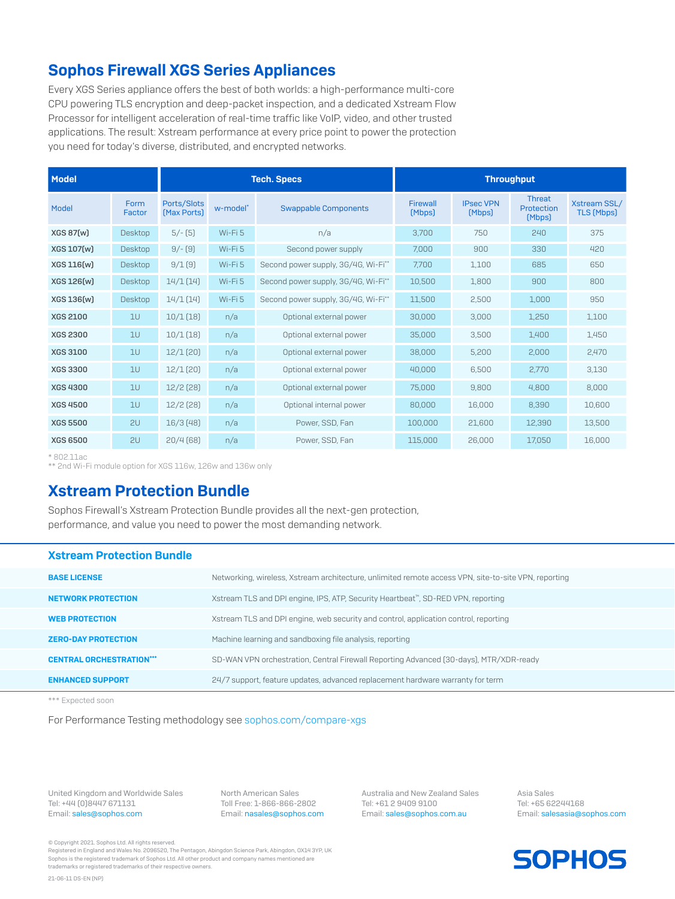## Sophos Firewall XGS Series Appliances

Every XGS Series appliance offers the best of both worlds: a high-performance multi-core CPU powering TLS encryption and deep-packet inspection, and a dedicated Xstream Flow Processor for intelligent acceleration of real-time traffic like VoIP, video, and other trusted applications. The result: Xstream performance at every price point to power the protection you need for today's diverse, distributed, and encrypted networks.

| Model | | Tech. Specs | | | Throughput | | | |
|---|---|---|---|---|---|---|---|---|
| Model | Form Factor | Ports/Slots (Max Ports) | w-model* | Swappable Components | Firewall (Mbps) | IPsec VPN (Mbps) | Threat Protection (Mbps) | Xstream SSL/ TLS (Mbps) |
| **XGS 87(w)** | Desktop | 5/- (5) | Wi-Fi 5 | n/a | 3,700 | 750 | 240 | 375 |
| **XGS 107(w)** | Desktop | 9/- (9) | Wi-Fi 5 | Second power supply | 7,000 | 900 | 330 | 420 |
| **XGS 116(w)** | Desktop | 9/1 (9) | Wi-Fi 5 | Second power supply, 3G/4G, Wi-Fi** | 7,700 | 1,100 | 685 | 650 |
| **XGS 126(w)** | Desktop | 14/1 (14) | Wi-Fi 5 | Second power supply, 3G/4G, Wi-Fi** | 10,500 | 1,800 | 900 | 800 |
| **XGS 136(w)** | Desktop | 14/1 (14) | Wi-Fi 5 | Second power supply, 3G/4G, Wi-Fi** | 11,500 | 2,500 | 1,000 | 950 |
| **XGS 2100** | 1U | 10/1 (18) | n/a | Optional external power | 30,000 | 3,000 | 1,250 | 1,100 |
| **XGS 2300** | 1U | 10/1 (18) | n/a | Optional external power | 35,000 | 3,500 | 1,400 | 1,450 |
| **XGS 3100** | 1U | 12/1 (20) | n/a | Optional external power | 38,000 | 5,200 | 2,000 | 2,470 |
| **XGS 3300** | 1U | 12/1 (20) | n/a | Optional external power | 40,000 | 6,500 | 2,770 | 3,130 |
| **XGS 4300** | 1U | 12/2 (28) | n/a | Optional external power | 75,000 | 9,800 | 4,800 | 8,000 |
| **XGS 4500** | 1U | 12/2 (28) | n/a | Optional internal power | 80,000 | 16,000 | 8,390 | 10,600 |
| **XGS 5500** | 2U | 16/3 (48) | n/a | Power, SSD, Fan | 100,000 | 21,600 | 12,390 | 13,500 |
| **XGS 6500** | 2U | 20/4 (68) | n/a | Power, SSD, Fan | 115,000 | 26,000 | 17,050 | 16,000 |

\* 802.11ac
** 2nd Wi-Fi module option for XGS 116w, 126w and 136w only

## Xstream Protection Bundle

Sophos Firewall's Xstream Protection Bundle provides all the next-gen protection, performance, and value you need to power the most demanding network.

| Xstream Protection Bundle | |
|---|---|
| **BASE LICENSE** | Networking, wireless, Xstream architecture, unlimited remote access VPN, site-to-site VPN, reporting |
| **NETWORK PROTECTION** | Xstream TLS and DPI engine, IPS, ATP, Security Heartbeat™, SD-RED VPN, reporting |
| **WEB PROTECTION** | Xstream TLS and DPI engine, web security and control, application control, reporting |
| **ZERO-DAY PROTECTION** | Machine learning and sandboxing file analysis, reporting |
| **CENTRAL ORCHESTRATION*** ** | SD-WAN VPN orchestration, Central Firewall Reporting Advanced (30-days), MTR/XDR-ready |
| **ENHANCED SUPPORT** | 24/7 support, feature updates, advanced replacement hardware warranty for term |

*** Expected soon

For Performance Testing methodology see sophos.com/compare-xgs

United Kingdom and Worldwide Sales
Tel: +44 (0)8447 671131
Email: sales@sophos.com

North American Sales
Toll Free: 1-866-866-2802
Email: nasales@sophos.com

Australia and New Zealand Sales
Tel: +61 2 9409 9100
Email: sales@sophos.com.au

Asia Sales
Tel: +65 62244168
Email: salesasia@sophos.com

© Copyright 2021. Sophos Ltd. All rights reserved.
Registered in England and Wales No. 2096520, The Pentagon, Abingdon Science Park, Abingdon, OX14 3YP, UK
Sophos is the registered trademark of Sophos Ltd. All other product and company names mentioned are trademarks or registered trademarks of their respective owners.

SOPHOS

21-06-11 DS-EN (NP)